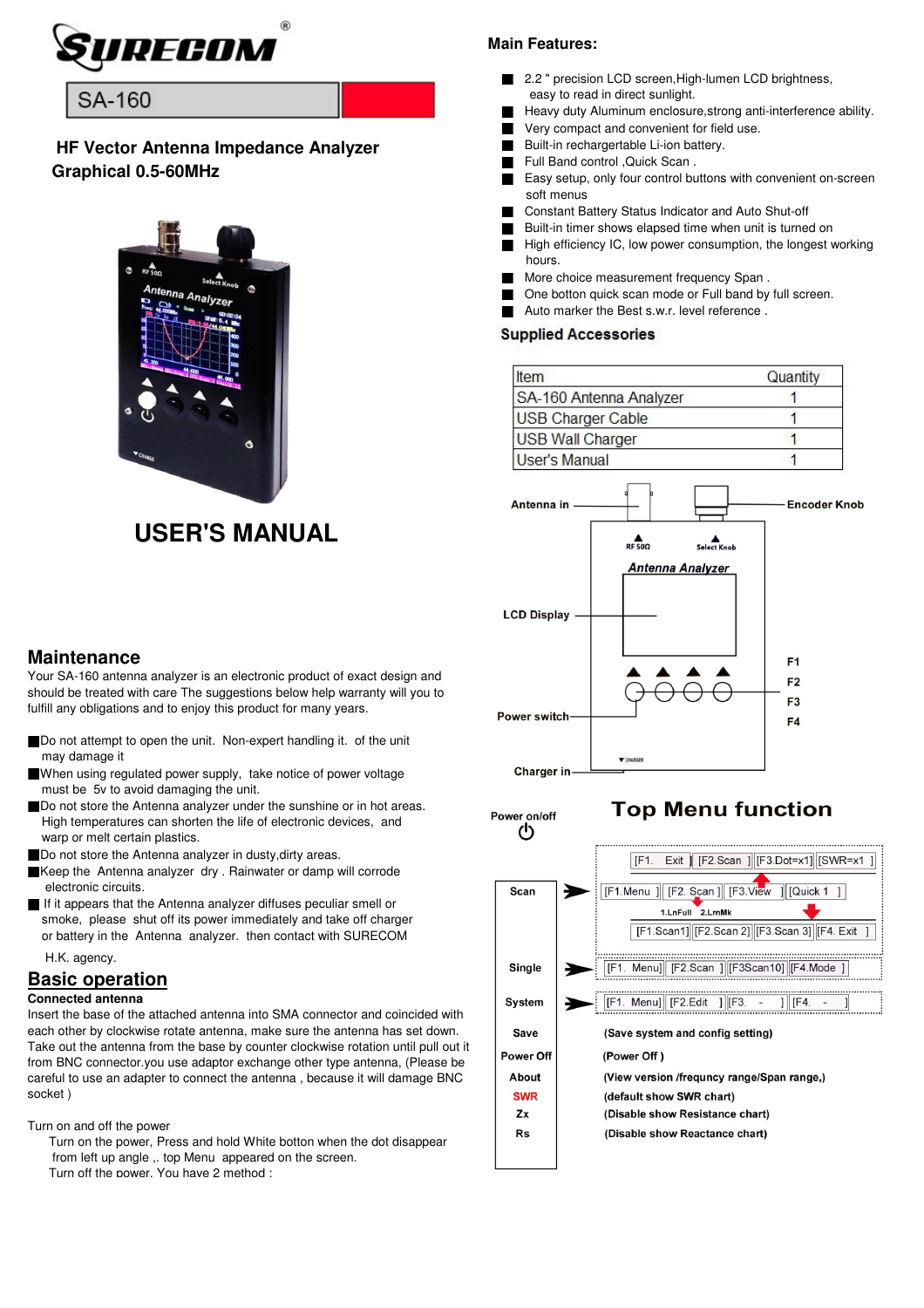# SURECOM®

## SA-160

### HF Vector Antenna Impedance Analyzer
### Graphical 0.5-60MHz

# USER'S MANUAL

## Maintenance

Your SA-160 antenna analyzer is an electronic product of exact design and should be treated with care The suggestions below help warranty will you to fulfill any obligations and to enjoy this product for many years.

- Do not attempt to open the unit. Non-expert handling it. of the unit may damage it
- When using regulated power supply, take notice of power voltage must be 5v to avoid damaging the unit.
- Do not store the Antenna analyzer under the sunshine or in hot areas. High temperatures can shorten the life of electronic devices, and warp or melt certain plastics.
- Do not store the Antenna analyzer in dusty,dirty areas.
- Keep the Antenna analyzer dry . Rainwater or damp will corrode electronic circuits.
- If it appears that the Antenna analyzer diffuses peculiar smell or smoke, please shut off its power immediately and take off charger or battery in the Antenna analyzer. then contact with SURECOM H.K. agency.

## Basic operation

**Connected antenna**

Insert the base of the attached antenna into SMA connector and coincided with each other by clockwise rotate antenna, make sure the antenna has set down. Take out the antenna from the base by counter clockwise rotation until pull out it from BNC connector.you use adaptor exchange other type antenna, (Please be careful to use an adapter to connect the antenna , because it will damage BNC socket )

Turn on and off the power

Turn on the power, Press and hold White botton when the dot disappear from left up angle ,. top Menu appeared on the screen.

Turn off the power. You have 2 method :

## Main Features:

- 2.2 " precision LCD screen,High-lumen LCD brightness, easy to read in direct sunlight.
- Heavy duty Aluminum enclosure,strong anti-interference ability.
- Very compact and convenient for field use.
- Built-in rechargertable Li-ion battery.
- Full Band control ,Quick Scan .
- Easy setup, only four control buttons with convenient on-screen soft menus
- Constant Battery Status Indicator and Auto Shut-off
- Built-in timer shows elapsed time while unit is turned on
- High efficiency IC, low power consumption, the longest working hours.
- More choice measurement frequency Span .
- One botton quick scan mode or Full band by full screen.
- Auto marker the Best s.w.r. level reference .

## Supplied Accessories

| Item | Quantity |
|---|---|
| SA-160 Antenna Analyzer | 1 |
| USB Charger Cable | 1 |
| USB Wall Charger | 1 |
| User's Manual | 1 |

Antenna in — Encoder Knob — LCD Display — Power switch — Charger in — F1 — F2 — F3 — F4

RF 50Ω — Select Knob — Antenna Analyzer — CHARGER

## Top Menu function

Power on/off

| Menu | Function |
|---|---|
| Scan | [F1. Exit ] [F2.Scan ] [F3.Dot=x1] [SWR=x1 ]<br>[F1.Menu ] [F2. Scan ] [F3. View ] [Quick 1 ]<br>1.LnFull 2.LrnMk<br>[F1.Scan1] [F2.Scan 2] [F3.Scan 3] [F4. Exit ] |
| Single | [F1. Menu] [F2.Scan ] [F3Scan10] [F4.Mode ] |
| System | [F1. Menu] [F2.Edit ] [F3. - ] [F4. - ] |
| Save | (Save system and config setting) |
| Power Off | (Power Off ) |
| About | (View version /frequncy range/Span range,) |
| SWR | (default show SWR chart) |
| Zx | (Disable show Resistance chart) |
| Rs | (Disable show Reactance chart) |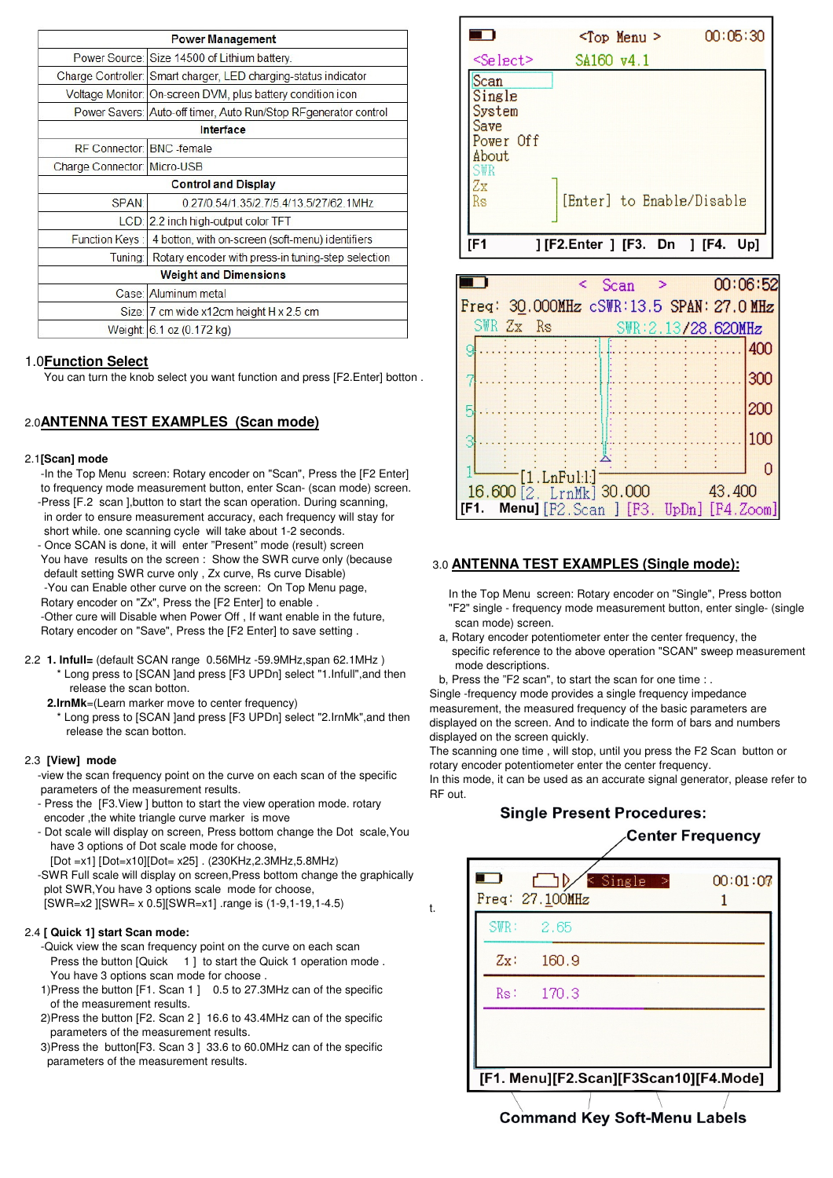| Power Management | |
|---|---|
| Power Source: | Size 14500 of Lithium battery. |
| Charge Controller: | Smart charger, LED charging-status indicator |
| Voltage Monitor: | On-screen DVM, plus battery condition icon |
| Power Savers: | Auto-off timer, Auto Run/Stop RFgenerator control |
| **Interface** | |
| RF Connector: | BNC -female |
| Charge Connector: | Micro-USB |
| **Control and Display** | |
| SPAN: | 0.27/0.54/1.35/2.7/5.4/13.5/27/62.1MHz |
| LCD: | 2.2 inch high-output color TFT |
| Function Keys : | 4 botton, with on-screen (soft-menu) identifiers |
| Tuning: | Rotary encoder with press-in tuning-step selection |
| **Weight and Dimensions** | |
| Case: | Aluminum metal |
| Size: | 7 cm wide x12cm height H x 2.5 cm |
| Weight: | 6.1 oz (0.172 kg) |

<Top Menu >
00:05:30
<Select>
SA160 v4.1
Scan
Single
System
Save
Power Off
About
SWR
Zx
Rs
[Enter] to Enable/Disable
[F1 ] [F2.Enter ] [F3. Dn ] [F4. Up]

< Scan >
00:06:52
Freq: 30.000MHz cSWR:13.5 SPAN: 27.0 MHz
SWR Zx Rs SWR:2.13/28.620MHz
9 7 5 3 1
400 300 200 100 0
[1.LnFul:l:]
16.600 [2. LrnMk] 30.000 43.400
[F1. Menu] [F2.Scan ] [F3. UpDn] [F4.Zoom]

## 1.0 Function Select

You can turn the knob select you want function and press [F2.Enter] botton .

## 2.0 ANTENNA TEST EXAMPLES (Scan mode)

### 2.1 [Scan] mode

-In the Top Menu screen: Rotary encoder on "Scan", Press the [F2 Enter] to frequency mode measurement button, enter Scan- (scan mode) screen.

-Press [F.2 scan ],button to start the scan operation. During scanning, in order to ensure measurement accuracy, each frequency will stay for short while. one scanning cycle will take about 1-2 seconds.

- Once SCAN is done, it will enter "Present" mode (result) screen You have results on the screen : Show the SWR curve only (because default setting SWR curve only , Zx curve, Rs curve Disable)

-You can Enable other curve on the screen: On Top Menu page, Rotary encoder on "Zx", Press the [F2 Enter] to enable .

-Other cure will Disable when Power Off , If want enable in the future, Rotary encoder on "Save", Press the [F2 Enter] to save setting .

2.2 **1. Infull=** (default SCAN range 0.56MHz -59.9MHz,span 62.1MHz )

\* Long press to [SCAN ]and press [F3 UPDn] select "1.Infull",and then release the scan botton.

**2.IrnMk**=(Learn marker move to center frequency)

\* Long press to [SCAN ]and press [F3 UPDn] select "2.IrnMk",and then release the scan botton.

### 2.3 [View] mode

-view the scan frequency point on the curve on each scan of the specific parameters of the measurement results.

- Press the [F3.View ] button to start the view operation mode. rotary encoder ,the white triangle curve marker is move

- Dot scale will display on screen, Press bottom change the Dot scale,You have 3 options of Dot scale mode for choose,
[Dot =x1] [Dot=x10][Dot= x25] . (230KHz,2.3MHz,5.8MHz)

-SWR Full scale will display on screen,Press bottom change the graphically plot SWR,You have 3 options scale mode for choose,
[SWR=x2 ][SWR= x 0.5][SWR=x1] .range is (1-9,1-19,1-4.5)

### 2.4 [ Quick 1] start Scan mode:

-Quick view the scan frequency point on the curve on each scan
Press the button [Quick 1 ] to start the Quick 1 operation mode .
You have 3 options scan mode for choose .

1)Press the button [F1. Scan 1 ] 0.5 to 27.3MHz can of the specific of the measurement results.

2)Press the button [F2. Scan 2 ] 16.6 to 43.4MHz can of the specific parameters of the measurement results.

3)Press the button[F3. Scan 3 ] 33.6 to 60.0MHz can of the specific parameters of the measurement results.

## 3.0 ANTENNA TEST EXAMPLES (Single mode):

In the Top Menu screen: Rotary encoder on "Single", Press botton "F2" single - frequency mode measurement button, enter single- (single scan mode) screen.

a, Rotary encoder potentiometer enter the center frequency, the specific reference to the above operation "SCAN" sweep measurement mode descriptions.

b, Press the "F2 scan", to start the scan for one time : .

Single -frequency mode provides a single frequency impedance measurement, the measured frequency of the basic parameters are displayed on the screen. And to indicate the form of bars and numbers displayed on the screen quickly.

The scanning one time , will stop, until you press the F2 Scan button or rotary encoder potentiometer enter the center frequency.

In this mode, it can be used as an accurate signal generator, please refer to RF out.

**Single Present Procedures:**

**Center Frequency**

< Single >
00:01:07
Freq: 27.100MHz
1
SWR: 2.65
Zx: 160.9
Rs: 170.3
[F1. Menu][F2.Scan][F3Scan10][F4.Mode]

**Command Key Soft-Menu Labels**